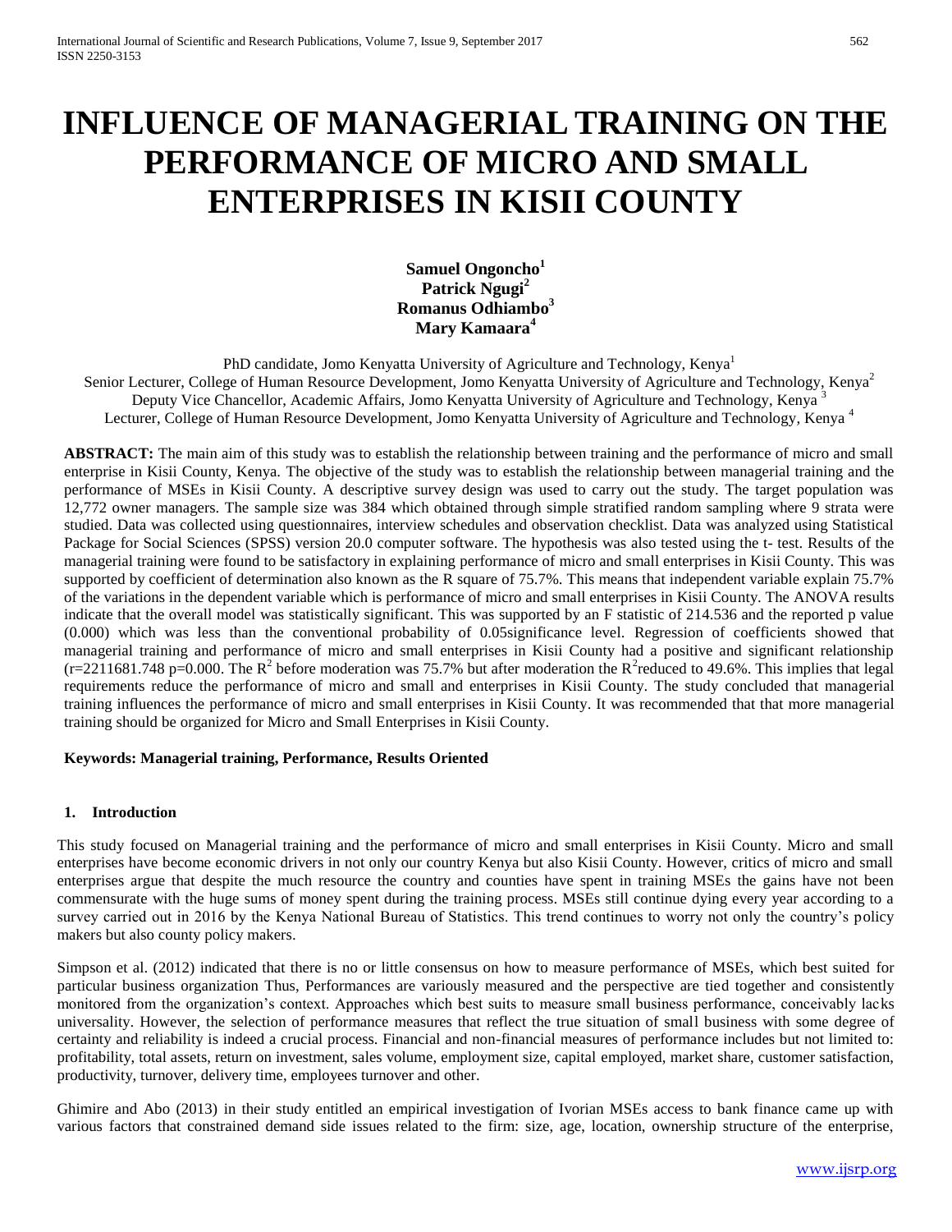# INFLUENCE OF MANAGERIAL TRAINING ON THE PERFORMANCE OF MICRO AND SMALL ENTERPRISES IN KISII COUNTY

**Samuel Ongoncho[1]**
**Patrick Ngugi[2]**
**Romanus Odhiambo[3]**
**Mary Kamaara[4]**

PhD candidate, Jomo Kenyatta University of Agriculture and Technology, Kenya[1]
Senior Lecturer, College of Human Resource Development, Jomo Kenyatta University of Agriculture and Technology, Kenya[2]
Deputy Vice Chancellor, Academic Affairs, Jomo Kenyatta University of Agriculture and Technology, Kenya [3]
Lecturer, College of Human Resource Development, Jomo Kenyatta University of Agriculture and Technology, Kenya [4]

**ABSTRACT:** The main aim of this study was to establish the relationship between training and the performance of micro and small enterprise in Kisii County, Kenya. The objective of the study was to establish the relationship between managerial training and the performance of MSEs in Kisii County. A descriptive survey design was used to carry out the study. The target population was 12,772 owner managers. The sample size was 384 which obtained through simple stratified random sampling where 9 strata were studied. Data was collected using questionnaires, interview schedules and observation checklist. Data was analyzed using Statistical Package for Social Sciences (SPSS) version 20.0 computer software. The hypothesis was also tested using the t- test. Results of the managerial training were found to be satisfactory in explaining performance of micro and small enterprises in Kisii County. This was supported by coefficient of determination also known as the R square of 75.7%. This means that independent variable explain 75.7% of the variations in the dependent variable which is performance of micro and small enterprises in Kisii County. The ANOVA results indicate that the overall model was statistically significant. This was supported by an F statistic of 214.536 and the reported p value (0.000) which was less than the conventional probability of 0.05significance level. Regression of coefficients showed that managerial training and performance of micro and small enterprises in Kisii County had a positive and significant relationship (r=2211681.748 p=0.000. The $R^2$ before moderation was 75.7% but after moderation the $R^2$reduced to 49.6%. This implies that legal requirements reduce the performance of micro and small and enterprises in Kisii County. The study concluded that managerial training influences the performance of micro and small enterprises in Kisii County. It was recommended that that more managerial training should be organized for Micro and Small Enterprises in Kisii County.

**Keywords: Managerial training, Performance, Results Oriented**

## 1. Introduction

This study focused on Managerial training and the performance of micro and small enterprises in Kisii County. Micro and small enterprises have become economic drivers in not only our country Kenya but also Kisii County. However, critics of micro and small enterprises argue that despite the much resource the country and counties have spent in training MSEs the gains have not been commensurate with the huge sums of money spent during the training process. MSEs still continue dying every year according to a survey carried out in 2016 by the Kenya National Bureau of Statistics. This trend continues to worry not only the country's policy makers but also county policy makers.

Simpson et al. (2012) indicated that there is no or little consensus on how to measure performance of MSEs, which best suited for particular business organization Thus, Performances are variously measured and the perspective are tied together and consistently monitored from the organization's context. Approaches which best suits to measure small business performance, conceivably lacks universality. However, the selection of performance measures that reflect the true situation of small business with some degree of certainty and reliability is indeed a crucial process. Financial and non-financial measures of performance includes but not limited to: profitability, total assets, return on investment, sales volume, employment size, capital employed, market share, customer satisfaction, productivity, turnover, delivery time, employees turnover and other.

Ghimire and Abo (2013) in their study entitled an empirical investigation of Ivorian MSEs access to bank finance came up with various factors that constrained demand side issues related to the firm: size, age, location, ownership structure of the enterprise,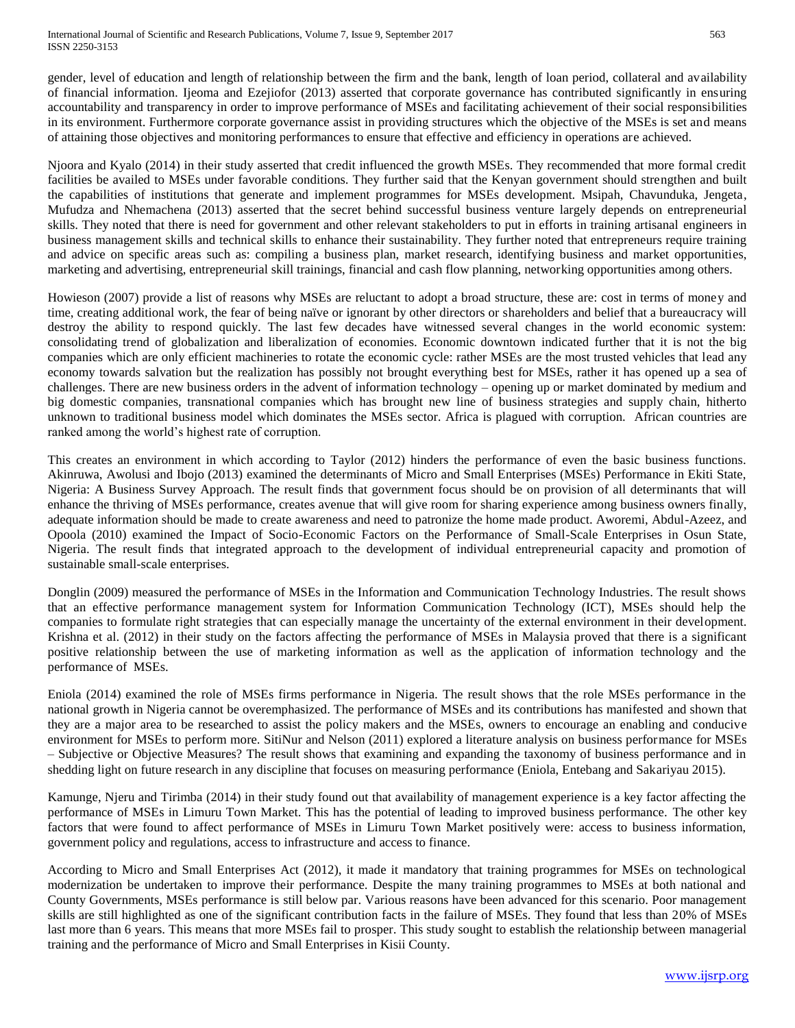gender, level of education and length of relationship between the firm and the bank, length of loan period, collateral and availability of financial information. Ijeoma and Ezejiofor (2013) asserted that corporate governance has contributed significantly in ensuring accountability and transparency in order to improve performance of MSEs and facilitating achievement of their social responsibilities in its environment. Furthermore corporate governance assist in providing structures which the objective of the MSEs is set and means of attaining those objectives and monitoring performances to ensure that effective and efficiency in operations are achieved.

Njoora and Kyalo (2014) in their study asserted that credit influenced the growth MSEs. They recommended that more formal credit facilities be availed to MSEs under favorable conditions. They further said that the Kenyan government should strengthen and built the capabilities of institutions that generate and implement programmes for MSEs development. Msipah, Chavunduka, Jengeta, Mufudza and Nhemachena (2013) asserted that the secret behind successful business venture largely depends on entrepreneurial skills. They noted that there is need for government and other relevant stakeholders to put in efforts in training artisanal engineers in business management skills and technical skills to enhance their sustainability. They further noted that entrepreneurs require training and advice on specific areas such as: compiling a business plan, market research, identifying business and market opportunities, marketing and advertising, entrepreneurial skill trainings, financial and cash flow planning, networking opportunities among others.

Howieson (2007) provide a list of reasons why MSEs are reluctant to adopt a broad structure, these are: cost in terms of money and time, creating additional work, the fear of being naïve or ignorant by other directors or shareholders and belief that a bureaucracy will destroy the ability to respond quickly. The last few decades have witnessed several changes in the world economic system: consolidating trend of globalization and liberalization of economies. Economic downtown indicated further that it is not the big companies which are only efficient machineries to rotate the economic cycle: rather MSEs are the most trusted vehicles that lead any economy towards salvation but the realization has possibly not brought everything best for MSEs, rather it has opened up a sea of challenges. There are new business orders in the advent of information technology – opening up or market dominated by medium and big domestic companies, transnational companies which has brought new line of business strategies and supply chain, hitherto unknown to traditional business model which dominates the MSEs sector. Africa is plagued with corruption. African countries are ranked among the world's highest rate of corruption.

This creates an environment in which according to Taylor (2012) hinders the performance of even the basic business functions. Akinruwa, Awolusi and Ibojo (2013) examined the determinants of Micro and Small Enterprises (MSEs) Performance in Ekiti State, Nigeria: A Business Survey Approach. The result finds that government focus should be on provision of all determinants that will enhance the thriving of MSEs performance, creates avenue that will give room for sharing experience among business owners finally, adequate information should be made to create awareness and need to patronize the home made product. Aworemi, Abdul-Azeez, and Opoola (2010) examined the Impact of Socio-Economic Factors on the Performance of Small-Scale Enterprises in Osun State, Nigeria. The result finds that integrated approach to the development of individual entrepreneurial capacity and promotion of sustainable small-scale enterprises.

Donglin (2009) measured the performance of MSEs in the Information and Communication Technology Industries. The result shows that an effective performance management system for Information Communication Technology (ICT), MSEs should help the companies to formulate right strategies that can especially manage the uncertainty of the external environment in their development. Krishna et al. (2012) in their study on the factors affecting the performance of MSEs in Malaysia proved that there is a significant positive relationship between the use of marketing information as well as the application of information technology and the performance of MSEs.

Eniola (2014) examined the role of MSEs firms performance in Nigeria. The result shows that the role MSEs performance in the national growth in Nigeria cannot be overemphasized. The performance of MSEs and its contributions has manifested and shown that they are a major area to be researched to assist the policy makers and the MSEs, owners to encourage an enabling and conducive environment for MSEs to perform more. SitiNur and Nelson (2011) explored a literature analysis on business performance for MSEs – Subjective or Objective Measures? The result shows that examining and expanding the taxonomy of business performance and in shedding light on future research in any discipline that focuses on measuring performance (Eniola, Entebang and Sakariyau 2015).

Kamunge, Njeru and Tirimba (2014) in their study found out that availability of management experience is a key factor affecting the performance of MSEs in Limuru Town Market. This has the potential of leading to improved business performance. The other key factors that were found to affect performance of MSEs in Limuru Town Market positively were: access to business information, government policy and regulations, access to infrastructure and access to finance.

According to Micro and Small Enterprises Act (2012), it made it mandatory that training programmes for MSEs on technological modernization be undertaken to improve their performance. Despite the many training programmes to MSEs at both national and County Governments, MSEs performance is still below par. Various reasons have been advanced for this scenario. Poor management skills are still highlighted as one of the significant contribution facts in the failure of MSEs. They found that less than 20% of MSEs last more than 6 years. This means that more MSEs fail to prosper. This study sought to establish the relationship between managerial training and the performance of Micro and Small Enterprises in Kisii County.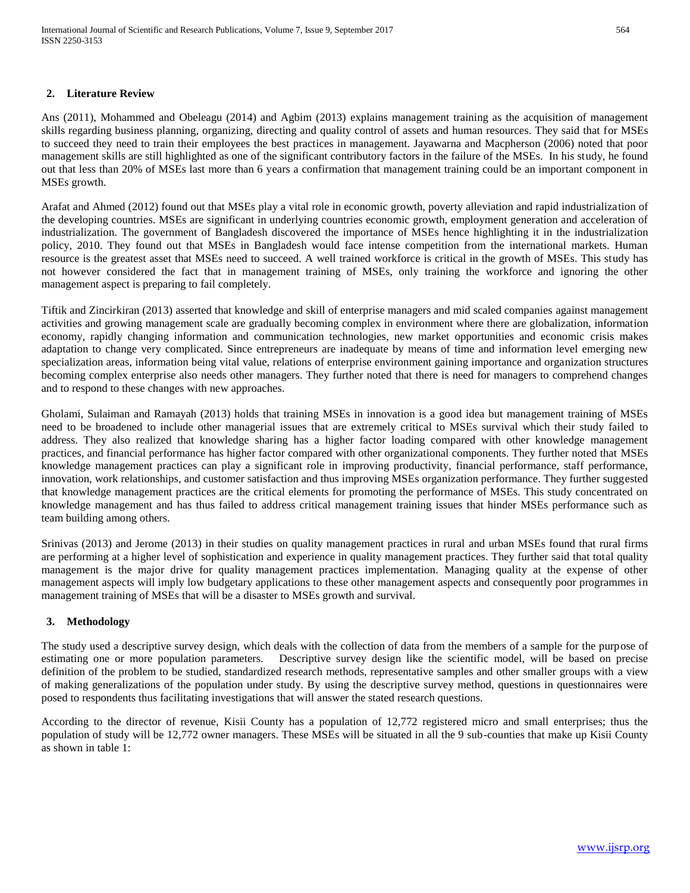## 2. Literature Review

Ans (2011), Mohammed and Obeleagu (2014) and Agbim (2013) explains management training as the acquisition of management skills regarding business planning, organizing, directing and quality control of assets and human resources. They said that for MSEs to succeed they need to train their employees the best practices in management. Jayawarna and Macpherson (2006) noted that poor management skills are still highlighted as one of the significant contributory factors in the failure of the MSEs. In his study, he found out that less than 20% of MSEs last more than 6 years a confirmation that management training could be an important component in MSEs growth.

Arafat and Ahmed (2012) found out that MSEs play a vital role in economic growth, poverty alleviation and rapid industrialization of the developing countries. MSEs are significant in underlying countries economic growth, employment generation and acceleration of industrialization. The government of Bangladesh discovered the importance of MSEs hence highlighting it in the industrialization policy, 2010. They found out that MSEs in Bangladesh would face intense competition from the international markets. Human resource is the greatest asset that MSEs need to succeed. A well trained workforce is critical in the growth of MSEs. This study has not however considered the fact that in management training of MSEs, only training the workforce and ignoring the other management aspect is preparing to fail completely.

Tiftik and Zincirkiran (2013) asserted that knowledge and skill of enterprise managers and mid scaled companies against management activities and growing management scale are gradually becoming complex in environment where there are globalization, information economy, rapidly changing information and communication technologies, new market opportunities and economic crisis makes adaptation to change very complicated. Since entrepreneurs are inadequate by means of time and information level emerging new specialization areas, information being vital value, relations of enterprise environment gaining importance and organization structures becoming complex enterprise also needs other managers. They further noted that there is need for managers to comprehend changes and to respond to these changes with new approaches.

Gholami, Sulaiman and Ramayah (2013) holds that training MSEs in innovation is a good idea but management training of MSEs need to be broadened to include other managerial issues that are extremely critical to MSEs survival which their study failed to address. They also realized that knowledge sharing has a higher factor loading compared with other knowledge management practices, and financial performance has higher factor compared with other organizational components. They further noted that MSEs knowledge management practices can play a significant role in improving productivity, financial performance, staff performance, innovation, work relationships, and customer satisfaction and thus improving MSEs organization performance. They further suggested that knowledge management practices are the critical elements for promoting the performance of MSEs. This study concentrated on knowledge management and has thus failed to address critical management training issues that hinder MSEs performance such as team building among others.

Srinivas (2013) and Jerome (2013) in their studies on quality management practices in rural and urban MSEs found that rural firms are performing at a higher level of sophistication and experience in quality management practices. They further said that total quality management is the major drive for quality management practices implementation. Managing quality at the expense of other management aspects will imply low budgetary applications to these other management aspects and consequently poor programmes in management training of MSEs that will be a disaster to MSEs growth and survival.

## 3. Methodology

The study used a descriptive survey design, which deals with the collection of data from the members of a sample for the purpose of estimating one or more population parameters. Descriptive survey design like the scientific model, will be based on precise definition of the problem to be studied, standardized research methods, representative samples and other smaller groups with a view of making generalizations of the population under study. By using the descriptive survey method, questions in questionnaires were posed to respondents thus facilitating investigations that will answer the stated research questions.

According to the director of revenue, Kisii County has a population of 12,772 registered micro and small enterprises; thus the population of study will be 12,772 owner managers. These MSEs will be situated in all the 9 sub-counties that make up Kisii County as shown in table 1: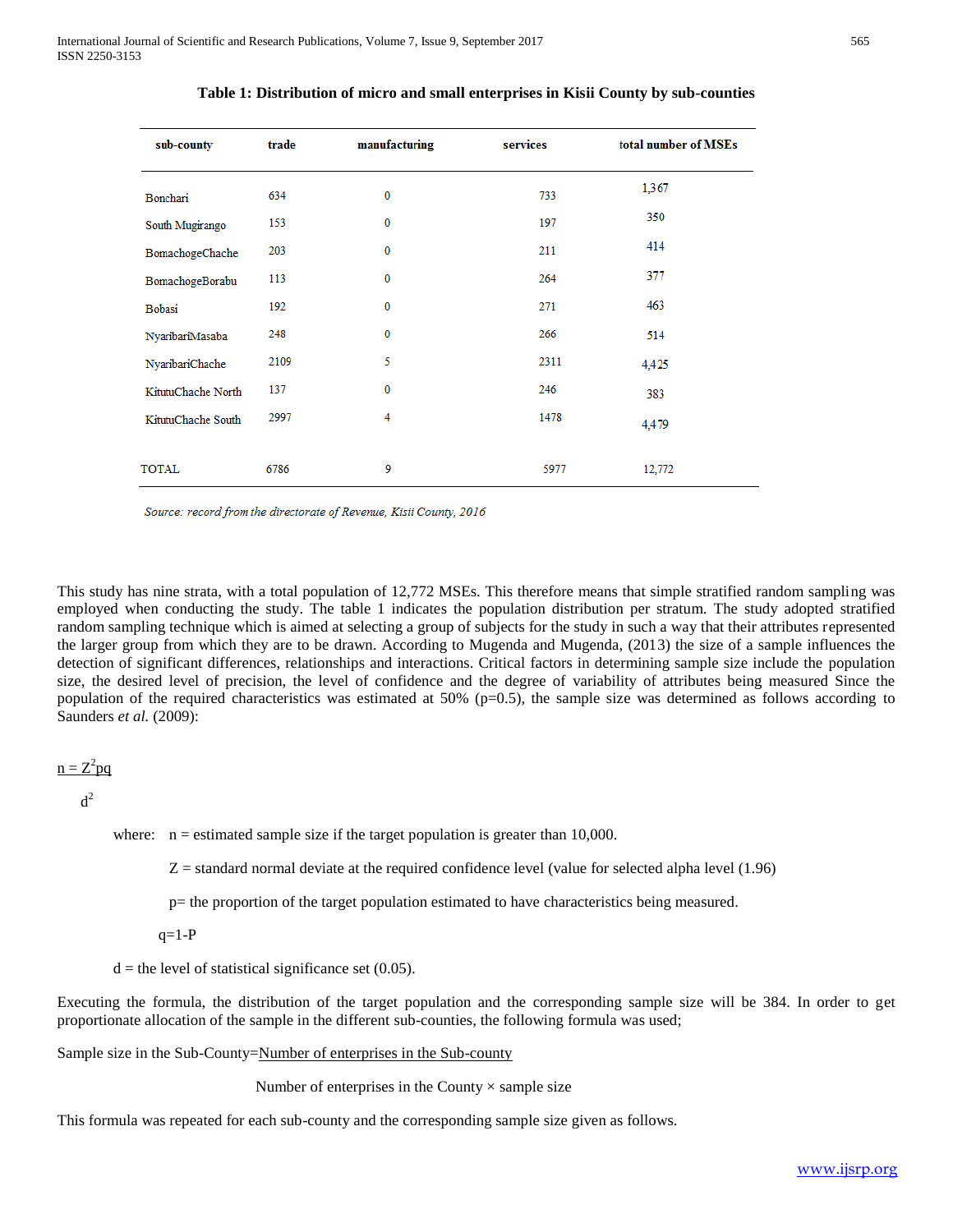**Table 1: Distribution of micro and small enterprises in Kisii County by sub-counties**

| sub-county | trade | manufacturing | services | total number of MSEs |
|---|---|---|---|---|
| Bonchari | 634 | 0 | 733 | 1,367 |
| South Mugirango | 153 | 0 | 197 | 350 |
| BomachogeChache | 203 | 0 | 211 | 414 |
| BomachogeBorabu | 113 | 0 | 264 | 377 |
| Bobasi | 192 | 0 | 271 | 463 |
| NyaribariMasaba | 248 | 0 | 266 | 514 |
| NyaribariChache | 2109 | 5 | 2311 | 4,425 |
| KitutuChache North | 137 | 0 | 246 | 383 |
| KitutuChache South | 2997 | 4 | 1478 | 4,479 |
| TOTAL | 6786 | 9 | 5977 | 12,772 |

*Source: record from the directorate of Revenue, Kisii County, 2016*

This study has nine strata, with a total population of 12,772 MSEs. This therefore means that simple stratified random sampling was employed when conducting the study. The table 1 indicates the population distribution per stratum. The study adopted stratified random sampling technique which is aimed at selecting a group of subjects for the study in such a way that their attributes represented the larger group from which they are to be drawn. According to Mugenda and Mugenda, (2013) the size of a sample influences the detection of significant differences, relationships and interactions. Critical factors in determining sample size include the population size, the desired level of precision, the level of confidence and the degree of variability of attributes being measured Since the population of the required characteristics was estimated at 50% (p=0.5), the sample size was determined as follows according to Saunders *et al.* (2009):

$$n = \frac{Z^2pq}{d^2}$$

where: n = estimated sample size if the target population is greater than 10,000.

Z = standard normal deviate at the required confidence level (value for selected alpha level (1.96)

p= the proportion of the target population estimated to have characteristics being measured.

q=1-P

d = the level of statistical significance set (0.05).

Executing the formula, the distribution of the target population and the corresponding sample size will be 384. In order to get proportionate allocation of the sample in the different sub-counties, the following formula was used;

$$\text{Sample size in the Sub-County} = \frac{\text{Number of enterprises in the Sub-county}}{\text{Number of enterprises in the County}} \times \text{sample size}$$

This formula was repeated for each sub-county and the corresponding sample size given as follows.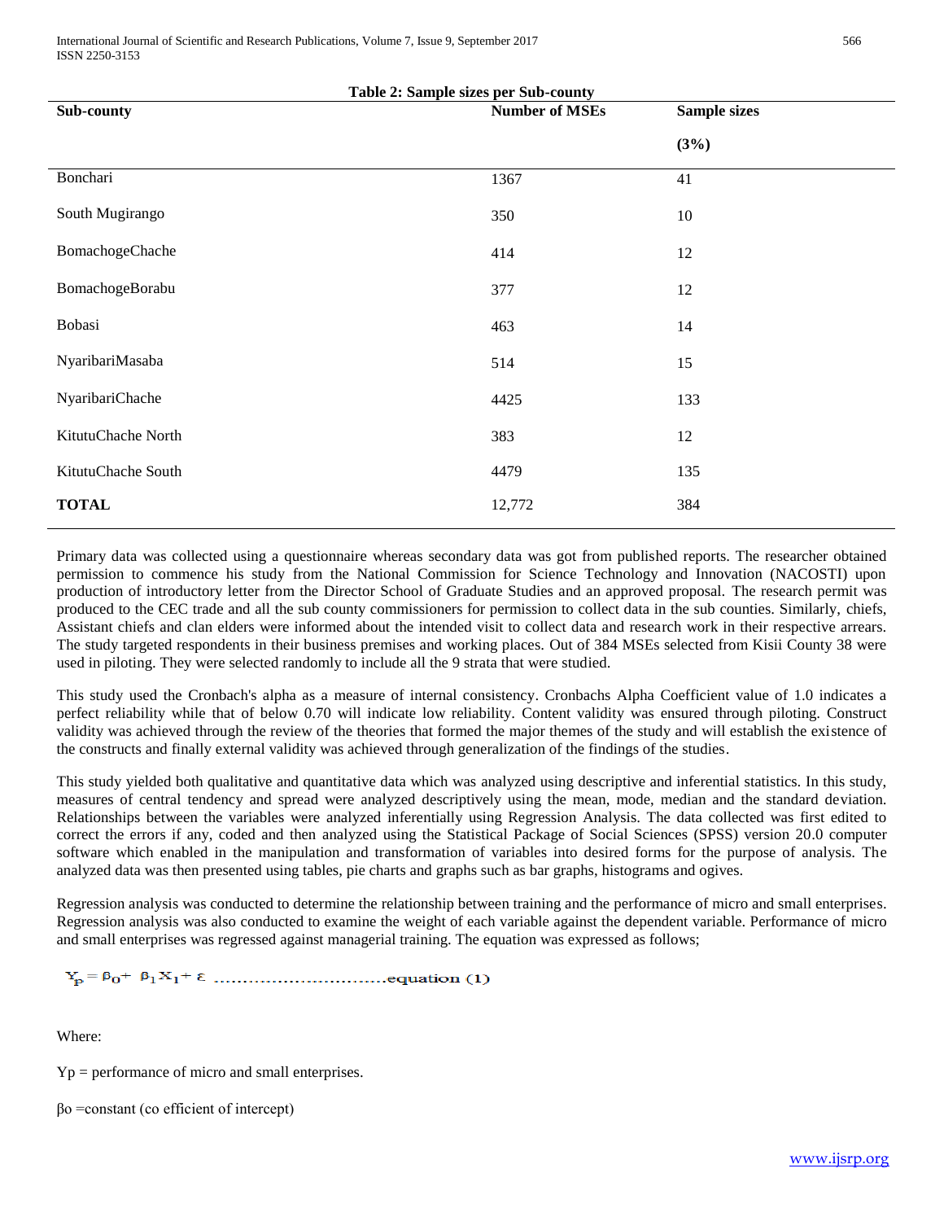**Table 2: Sample sizes per Sub-county**

| Sub-county | Number of MSEs | Sample sizes (3%) |
|---|---|---|
| Bonchari | 1367 | 41 |
| South Mugirango | 350 | 10 |
| BomachogeChache | 414 | 12 |
| BomachogeBorabu | 377 | 12 |
| Bobasi | 463 | 14 |
| NyaribariMasaba | 514 | 15 |
| NyaribariChache | 4425 | 133 |
| KitutuChache North | 383 | 12 |
| KitutuChache South | 4479 | 135 |
| **TOTAL** | 12,772 | 384 |

Primary data was collected using a questionnaire whereas secondary data was got from published reports. The researcher obtained permission to commence his study from the National Commission for Science Technology and Innovation (NACOSTI) upon production of introductory letter from the Director School of Graduate Studies and an approved proposal. The research permit was produced to the CEC trade and all the sub county commissioners for permission to collect data in the sub counties. Similarly, chiefs, Assistant chiefs and clan elders were informed about the intended visit to collect data and research work in their respective arrears. The study targeted respondents in their business premises and working places. Out of 384 MSEs selected from Kisii County 38 were used in piloting. They were selected randomly to include all the 9 strata that were studied.

This study used the Cronbach's alpha as a measure of internal consistency. Cronbachs Alpha Coefficient value of 1.0 indicates a perfect reliability while that of below 0.70 will indicate low reliability. Content validity was ensured through piloting. Construct validity was achieved through the review of the theories that formed the major themes of the study and will establish the existence of the constructs and finally external validity was achieved through generalization of the findings of the studies.

This study yielded both qualitative and quantitative data which was analyzed using descriptive and inferential statistics. In this study, measures of central tendency and spread were analyzed descriptively using the mean, mode, median and the standard deviation. Relationships between the variables were analyzed inferentially using Regression Analysis. The data collected was first edited to correct the errors if any, coded and then analyzed using the Statistical Package of Social Sciences (SPSS) version 20.0 computer software which enabled in the manipulation and transformation of variables into desired forms for the purpose of analysis. The analyzed data was then presented using tables, pie charts and graphs such as bar graphs, histograms and ogives.

Regression analysis was conducted to determine the relationship between training and the performance of micro and small enterprises. Regression analysis was also conducted to examine the weight of each variable against the dependent variable. Performance of micro and small enterprises was regressed against managerial training. The equation was expressed as follows;

$$Y_p = \beta_0 + \beta_1 X_1 + \varepsilon \text{ ..............................equation (1)}$$

Where:

$Y_p$ = performance of micro and small enterprises.

$\beta_0$ =constant (co efficient of intercept)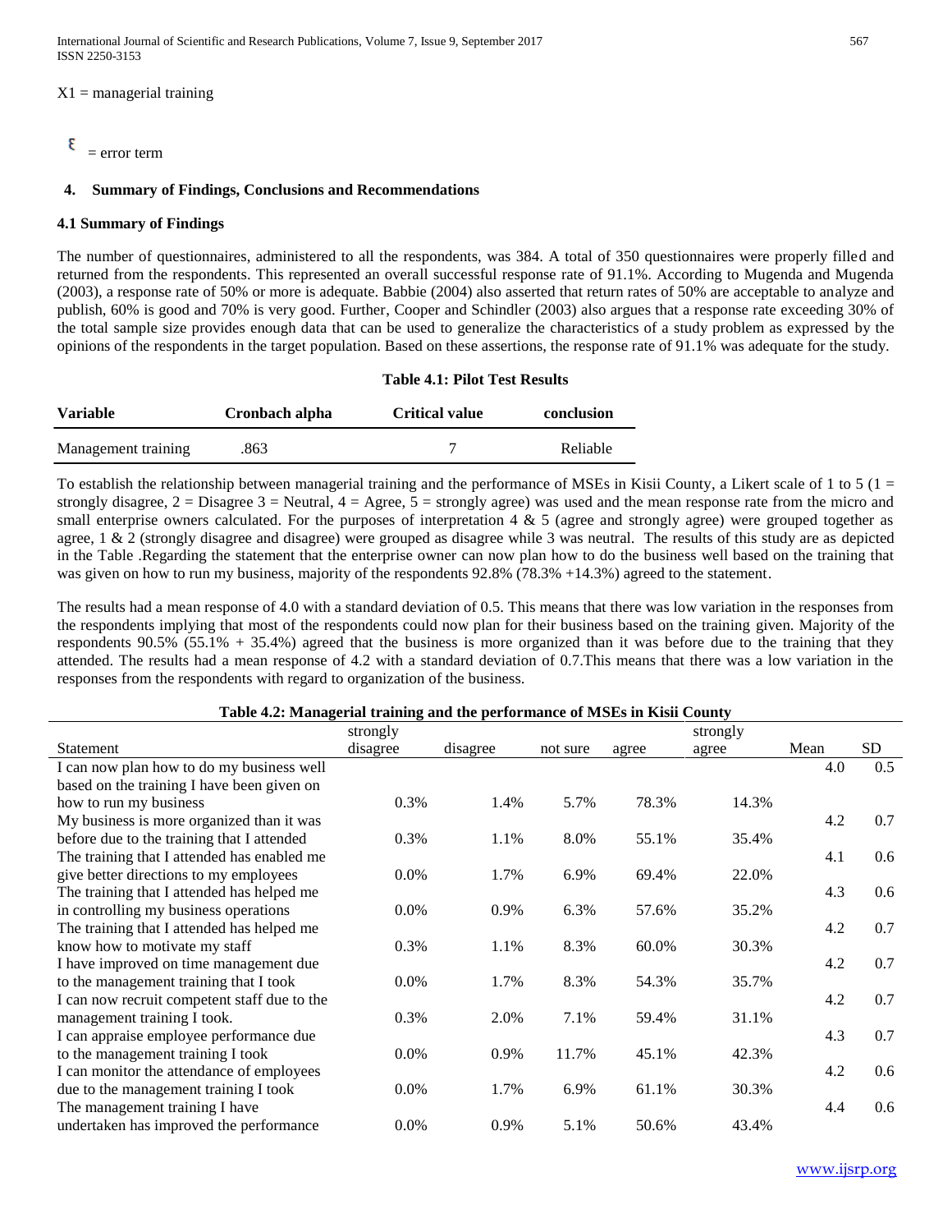$X1$ = managerial training

$\varepsilon$ = error term

## 4. Summary of Findings, Conclusions and Recommendations

### 4.1 Summary of Findings

The number of questionnaires, administered to all the respondents, was 384. A total of 350 questionnaires were properly filled and returned from the respondents. This represented an overall successful response rate of 91.1%. According to Mugenda and Mugenda (2003), a response rate of 50% or more is adequate. Babbie (2004) also asserted that return rates of 50% are acceptable to analyze and publish, 60% is good and 70% is very good. Further, Cooper and Schindler (2003) also argues that a response rate exceeding 30% of the total sample size provides enough data that can be used to generalize the characteristics of a study problem as expressed by the opinions of the respondents in the target population. Based on these assertions, the response rate of 91.1% was adequate for the study.

**Table 4.1: Pilot Test Results**

| Variable | Cronbach alpha | Critical value | conclusion |
|---|---|---|---|
| Management training | .863 | 7 | Reliable |

To establish the relationship between managerial training and the performance of MSEs in Kisii County, a Likert scale of 1 to 5 (1 = strongly disagree, 2 = Disagree 3 = Neutral, 4 = Agree, 5 = strongly agree) was used and the mean response rate from the micro and small enterprise owners calculated. For the purposes of interpretation 4 & 5 (agree and strongly agree) were grouped together as agree, 1 & 2 (strongly disagree and disagree) were grouped as disagree while 3 was neutral. The results of this study are as depicted in the Table .Regarding the statement that the enterprise owner can now plan how to do the business well based on the training that was given on how to run my business, majority of the respondents 92.8% (78.3% +14.3%) agreed to the statement.

The results had a mean response of 4.0 with a standard deviation of 0.5. This means that there was low variation in the responses from the respondents implying that most of the respondents could now plan for their business based on the training given. Majority of the respondents 90.5% (55.1% + 35.4%) agreed that the business is more organized than it was before due to the training that they attended. The results had a mean response of 4.2 with a standard deviation of 0.7.This means that there was a low variation in the responses from the respondents with regard to organization of the business.

**Table 4.2: Managerial training and the performance of MSEs in Kisii County**

| Statement | strongly disagree | disagree | not sure | agree | strongly agree | Mean | SD |
|---|---|---|---|---|---|---|---|
| I can now plan how to do my business well based on the training I have been given on how to run my business | 0.3% | 1.4% | 5.7% | 78.3% | 14.3% | 4.0 | 0.5 |
| My business is more organized than it was before due to the training that I attended | 0.3% | 1.1% | 8.0% | 55.1% | 35.4% | 4.2 | 0.7 |
| The training that I attended has enabled me give better directions to my employees | 0.0% | 1.7% | 6.9% | 69.4% | 22.0% | 4.1 | 0.6 |
| The training that I attended has helped me in controlling my business operations | 0.0% | 0.9% | 6.3% | 57.6% | 35.2% | 4.3 | 0.6 |
| The training that I attended has helped me know how to motivate my staff | 0.3% | 1.1% | 8.3% | 60.0% | 30.3% | 4.2 | 0.7 |
| I have improved on time management due to the management training that I took | 0.0% | 1.7% | 8.3% | 54.3% | 35.7% | 4.2 | 0.7 |
| I can now recruit competent staff due to the management training I took. | 0.3% | 2.0% | 7.1% | 59.4% | 31.1% | 4.2 | 0.7 |
| I can appraise employee performance due to the management training I took | 0.0% | 0.9% | 11.7% | 45.1% | 42.3% | 4.3 | 0.7 |
| I can monitor the attendance of employees due to the management training I took | 0.0% | 1.7% | 6.9% | 61.1% | 30.3% | 4.2 | 0.6 |
| The management training I have undertaken has improved the performance | 0.0% | 0.9% | 5.1% | 50.6% | 43.4% | 4.4 | 0.6 |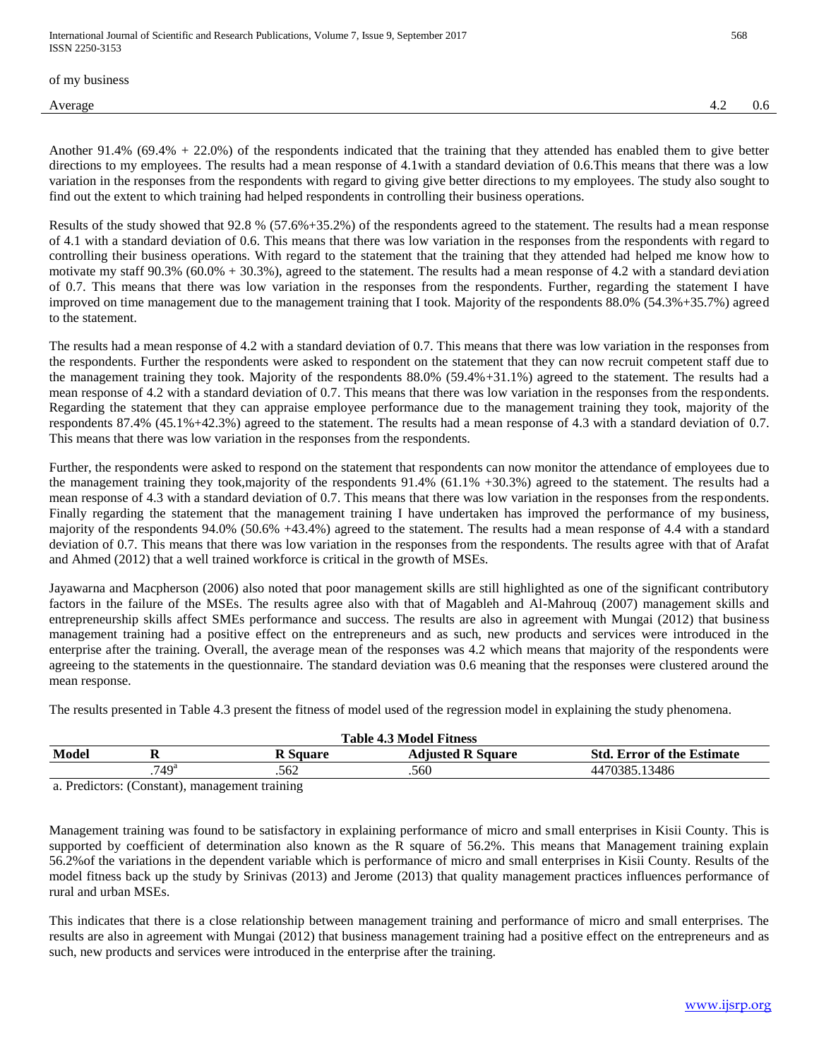| | | |
|---|---|---|
| of my business | | |
| Average | 4.2 | 0.6 |

Another 91.4% (69.4% + 22.0%) of the respondents indicated that the training that they attended has enabled them to give better directions to my employees. The results had a mean response of 4.1with a standard deviation of 0.6.This means that there was a low variation in the responses from the respondents with regard to giving give better directions to my employees. The study also sought to find out the extent to which training had helped respondents in controlling their business operations.

Results of the study showed that 92.8 % (57.6%+35.2%) of the respondents agreed to the statement. The results had a mean response of 4.1 with a standard deviation of 0.6. This means that there was low variation in the responses from the respondents with regard to controlling their business operations. With regard to the statement that the training that they attended had helped me know how to motivate my staff 90.3% (60.0% + 30.3%), agreed to the statement. The results had a mean response of 4.2 with a standard deviation of 0.7. This means that there was low variation in the responses from the respondents. Further, regarding the statement I have improved on time management due to the management training that I took. Majority of the respondents 88.0% (54.3%+35.7%) agreed to the statement.

The results had a mean response of 4.2 with a standard deviation of 0.7. This means that there was low variation in the responses from the respondents. Further the respondents were asked to respondent on the statement that they can now recruit competent staff due to the management training they took. Majority of the respondents 88.0% (59.4%+31.1%) agreed to the statement. The results had a mean response of 4.2 with a standard deviation of 0.7. This means that there was low variation in the responses from the respondents. Regarding the statement that they can appraise employee performance due to the management training they took, majority of the respondents 87.4% (45.1%+42.3%) agreed to the statement. The results had a mean response of 4.3 with a standard deviation of 0.7. This means that there was low variation in the responses from the respondents.

Further, the respondents were asked to respond on the statement that respondents can now monitor the attendance of employees due to the management training they took,majority of the respondents 91.4% (61.1% +30.3%) agreed to the statement. The results had a mean response of 4.3 with a standard deviation of 0.7. This means that there was low variation in the responses from the respondents. Finally regarding the statement that the management training I have undertaken has improved the performance of my business, majority of the respondents 94.0% (50.6% +43.4%) agreed to the statement. The results had a mean response of 4.4 with a standard deviation of 0.7. This means that there was low variation in the responses from the respondents. The results agree with that of Arafat and Ahmed (2012) that a well trained workforce is critical in the growth of MSEs.

Jayawarna and Macpherson (2006) also noted that poor management skills are still highlighted as one of the significant contributory factors in the failure of the MSEs. The results agree also with that of Magableh and Al-Mahrouq (2007) management skills and entrepreneurship skills affect SMEs performance and success. The results are also in agreement with Mungai (2012) that business management training had a positive effect on the entrepreneurs and as such, new products and services were introduced in the enterprise after the training. Overall, the average mean of the responses was 4.2 which means that majority of the respondents were agreeing to the statements in the questionnaire. The standard deviation was 0.6 meaning that the responses were clustered around the mean response.

The results presented in Table 4.3 present the fitness of model used of the regression model in explaining the study phenomena.

**Table 4.3 Model Fitness**

| Model | R | R Square | Adjusted R Square | Std. Error of the Estimate |
|---|---|---|---|---|
| | .749[a] | .562 | .560 | 4470385.13486 |

a. Predictors: (Constant), management training

Management training was found to be satisfactory in explaining performance of micro and small enterprises in Kisii County. This is supported by coefficient of determination also known as the R square of 56.2%. This means that Management training explain 56.2%of the variations in the dependent variable which is performance of micro and small enterprises in Kisii County. Results of the model fitness back up the study by Srinivas (2013) and Jerome (2013) that quality management practices influences performance of rural and urban MSEs.

This indicates that there is a close relationship between management training and performance of micro and small enterprises. The results are also in agreement with Mungai (2012) that business management training had a positive effect on the entrepreneurs and as such, new products and services were introduced in the enterprise after the training.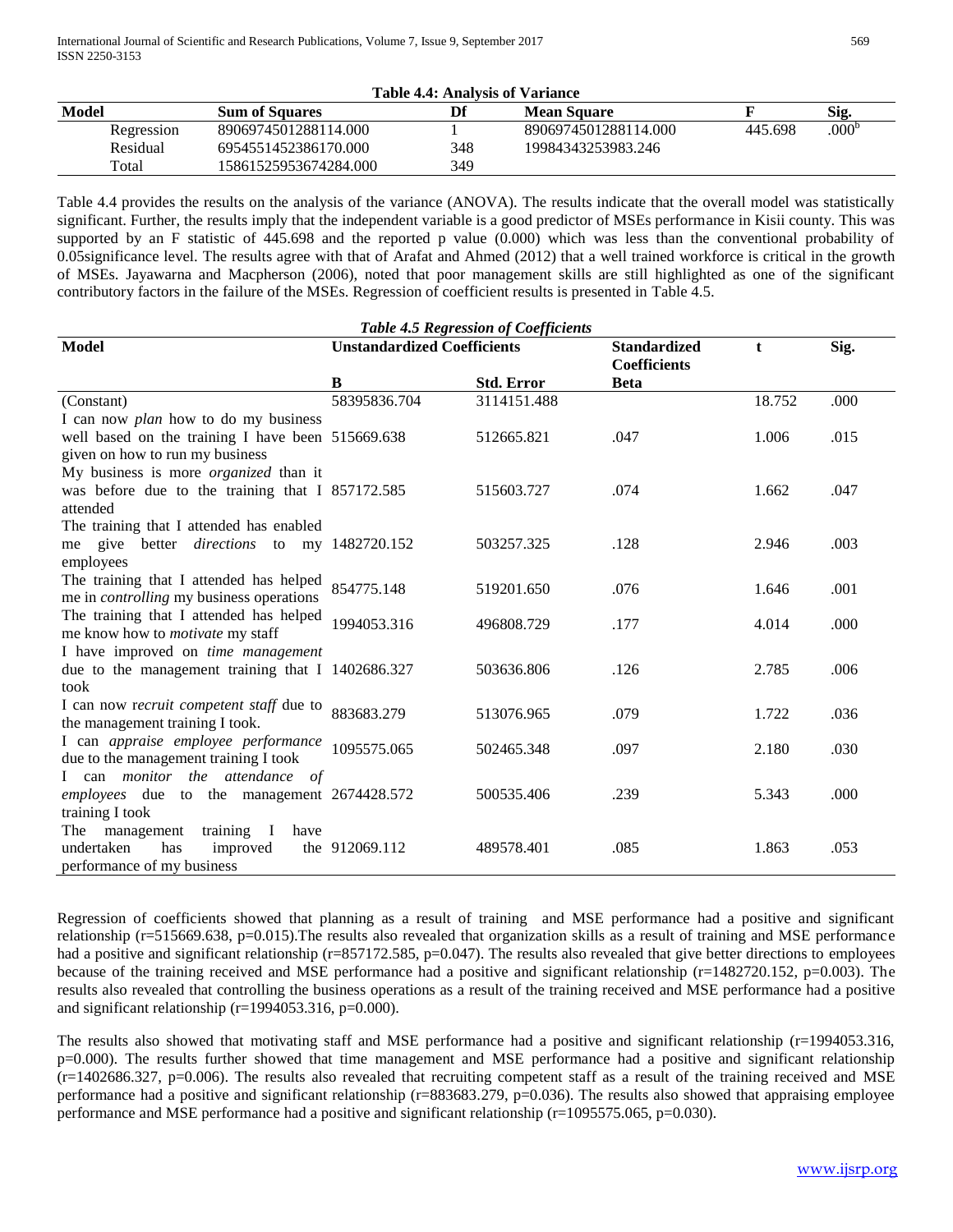**Table 4.4: Analysis of Variance**

| Model | Sum of Squares | Df | Mean Square | F | Sig. |
|---|---|---|---|---|---|
| Regression | 8906974501288114.000 | 1 | 8906974501288114.000 | 445.698 | .000[b] |
| Residual | 6954551452386170.000 | 348 | 19984343253983.246 | | |
| Total | 15861525953674284.000 | 349 | | | |

Table 4.4 provides the results on the analysis of the variance (ANOVA). The results indicate that the overall model was statistically significant. Further, the results imply that the independent variable is a good predictor of MSEs performance in Kisii county. This was supported by an F statistic of 445.698 and the reported p value (0.000) which was less than the conventional probability of 0.05significance level. The results agree with that of Arafat and Ahmed (2012) that a well trained workforce is critical in the growth of MSEs. Jayawarna and Macpherson (2006), noted that poor management skills are still highlighted as one of the significant contributory factors in the failure of the MSEs. Regression of coefficient results is presented in Table 4.5.

***Table 4.5 Regression of Coefficients***

| Model | Unstandardized Coefficients | | Standardized Coefficients | t | Sig. |
|---|---|---|---|---|---|
| | B | Std. Error | Beta | | |
| (Constant) | 58395836.704 | 3114151.488 | | 18.752 | .000 |
| I can now *plan* how to do my business well based on the training I have been given on how to run my business | 515669.638 | 512665.821 | .047 | 1.006 | .015 |
| My business is more *organized* than it was before due to the training that I attended | 857172.585 | 515603.727 | .074 | 1.662 | .047 |
| The training that I attended has enabled me give better *directions* to my employees | 1482720.152 | 503257.325 | .128 | 2.946 | .003 |
| The training that I attended has helped me in *controlling* my business operations | 854775.148 | 519201.650 | .076 | 1.646 | .001 |
| The training that I attended has helped me know how to *motivate* my staff | 1994053.316 | 496808.729 | .177 | 4.014 | .000 |
| I have improved on *time management* due to the management training that I took | 1402686.327 | 503636.806 | .126 | 2.785 | .006 |
| I can now r*ecruit competent staff* due to the management training I took. | 883683.279 | 513076.965 | .079 | 1.722 | .036 |
| I can *appraise employee performance* due to the management training I took | 1095575.065 | 502465.348 | .097 | 2.180 | .030 |
| I can *monitor the attendance of employees* due to the management training I took | 2674428.572 | 500535.406 | .239 | 5.343 | .000 |
| The management training I have undertaken has improved the performance of my business | 912069.112 | 489578.401 | .085 | 1.863 | .053 |

Regression of coefficients showed that planning as a result of training and MSE performance had a positive and significant relationship (r=515669.638, p=0.015).The results also revealed that organization skills as a result of training and MSE performance had a positive and significant relationship (r=857172.585, p=0.047). The results also revealed that give better directions to employees because of the training received and MSE performance had a positive and significant relationship (r=1482720.152, p=0.003). The results also revealed that controlling the business operations as a result of the training received and MSE performance had a positive and significant relationship (r=1994053.316, p=0.000).

The results also showed that motivating staff and MSE performance had a positive and significant relationship (r=1994053.316, p=0.000). The results further showed that time management and MSE performance had a positive and significant relationship (r=1402686.327, p=0.006). The results also revealed that recruiting competent staff as a result of the training received and MSE performance had a positive and significant relationship (r=883683.279, p=0.036). The results also showed that appraising employee performance and MSE performance had a positive and significant relationship (r=1095575.065, p=0.030).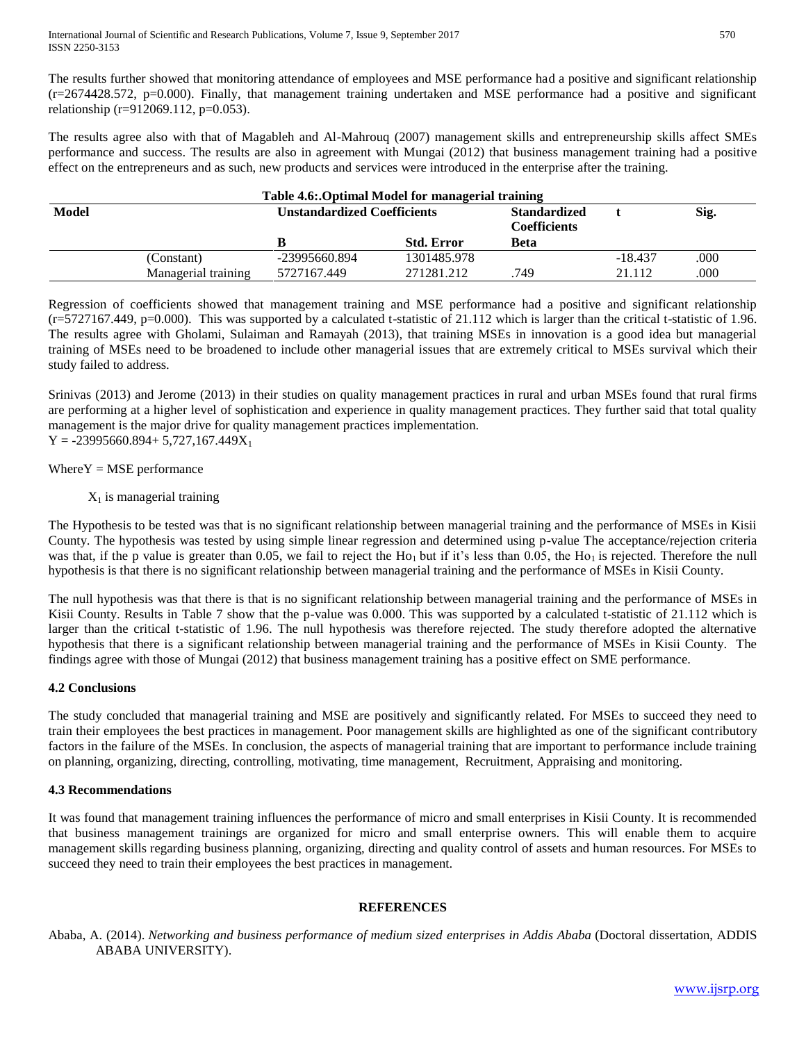The results further showed that monitoring attendance of employees and MSE performance had a positive and significant relationship (r=2674428.572, p=0.000). Finally, that management training undertaken and MSE performance had a positive and significant relationship (r=912069.112, p=0.053).

The results agree also with that of Magableh and Al-Mahrouq (2007) management skills and entrepreneurship skills affect SMEs performance and success. The results are also in agreement with Mungai (2012) that business management training had a positive effect on the entrepreneurs and as such, new products and services were introduced in the enterprise after the training.

**Table 4.6:.Optimal Model for managerial training**

| Model | | Unstandardized Coefficients | | Standardized Coefficients | t | Sig. |
|---|---|---|---|---|---|---|
| | | B | Std. Error | Beta | | |
| | (Constant) | -23995660.894 | 1301485.978 | | -18.437 | .000 |
| | Managerial training | 5727167.449 | 271281.212 | .749 | 21.112 | .000 |

Regression of coefficients showed that management training and MSE performance had a positive and significant relationship (r=5727167.449, p=0.000). This was supported by a calculated t-statistic of 21.112 which is larger than the critical t-statistic of 1.96. The results agree with Gholami, Sulaiman and Ramayah (2013), that training MSEs in innovation is a good idea but managerial training of MSEs need to be broadened to include other managerial issues that are extremely critical to MSEs survival which their study failed to address.

Srinivas (2013) and Jerome (2013) in their studies on quality management practices in rural and urban MSEs found that rural firms are performing at a higher level of sophistication and experience in quality management practices. They further said that total quality management is the major drive for quality management practices implementation.
$Y = -23995660.894 + 5{,}727{,}167.449X_1$

WhereY = MSE performance

$X_1$ is managerial training

The Hypothesis to be tested was that is no significant relationship between managerial training and the performance of MSEs in Kisii County. The hypothesis was tested by using simple linear regression and determined using p-value The acceptance/rejection criteria was that, if the p value is greater than 0.05, we fail to reject the $Ho_1$ but if it's less than 0.05, the $Ho_1$ is rejected. Therefore the null hypothesis is that there is no significant relationship between managerial training and the performance of MSEs in Kisii County.

The null hypothesis was that there is that is no significant relationship between managerial training and the performance of MSEs in Kisii County. Results in Table 7 show that the p-value was 0.000. This was supported by a calculated t-statistic of 21.112 which is larger than the critical t-statistic of 1.96. The null hypothesis was therefore rejected. The study therefore adopted the alternative hypothesis that there is a significant relationship between managerial training and the performance of MSEs in Kisii County. The findings agree with those of Mungai (2012) that business management training has a positive effect on SME performance.

### 4.2 Conclusions

The study concluded that managerial training and MSE are positively and significantly related. For MSEs to succeed they need to train their employees the best practices in management. Poor management skills are highlighted as one of the significant contributory factors in the failure of the MSEs. In conclusion, the aspects of managerial training that are important to performance include training on planning, organizing, directing, controlling, motivating, time management, Recruitment, Appraising and monitoring.

### 4.3 Recommendations

It was found that management training influences the performance of micro and small enterprises in Kisii County. It is recommended that business management trainings are organized for micro and small enterprise owners. This will enable them to acquire management skills regarding business planning, organizing, directing and quality control of assets and human resources. For MSEs to succeed they need to train their employees the best practices in management.

## REFERENCES

Ababa, A. (2014). *Networking and business performance of medium sized enterprises in Addis Ababa* (Doctoral dissertation, ADDIS ABABA UNIVERSITY).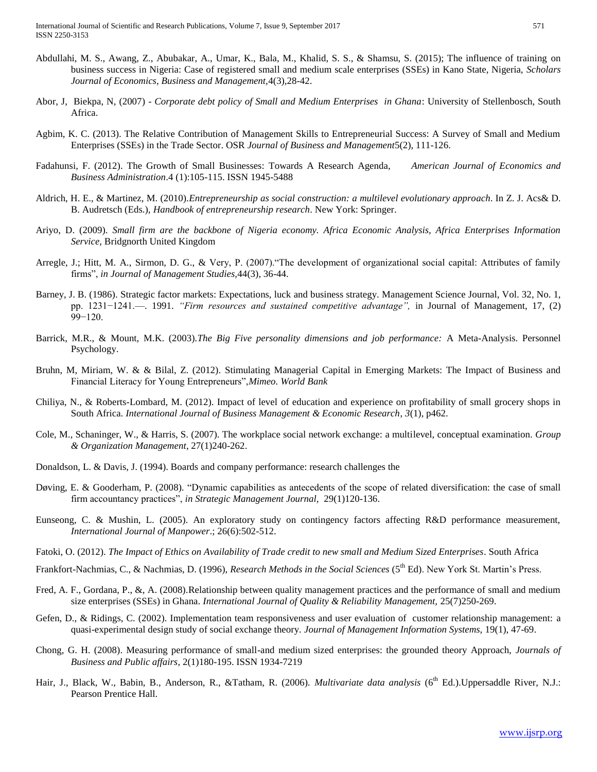Abdullahi, M. S., Awang, Z., Abubakar, A., Umar, K., Bala, M., Khalid, S. S., & Shamsu, S. (2015); The influence of training on business success in Nigeria: Case of registered small and medium scale enterprises (SSEs) in Kano State, Nigeria, *Scholars Journal of Economics, Business and Management*,4(3),28-42.

Abor, J, Biekpa, N, (2007) - *Corporate debt policy of Small and Medium Enterprises in Ghana*: University of Stellenbosch, South Africa.

Agbim, K. C. (2013). The Relative Contribution of Management Skills to Entrepreneurial Success: A Survey of Small and Medium Enterprises (SSEs) in the Trade Sector. OSR *Journal of Business and Management*5(2), 111-126.

Fadahunsi, F. (2012). The Growth of Small Businesses: Towards A Research Agenda, *American Journal of Economics and Business Administration*.4 (1):105-115. ISSN 1945-5488

Aldrich, H. E., & Martinez, M. (2010).*Entrepreneurship as social construction: a multilevel evolutionary approach*. In Z. J. Acs& D. B. Audretsch (Eds.), *Handbook of entrepreneurship research*. New York: Springer.

Ariyo, D. (2009). *Small firm are the backbone of Nigeria economy. Africa Economic Analysis, Africa Enterprises Information Service*, Bridgnorth United Kingdom

Arregle, J.; Hitt, M. A., Sirmon, D. G., & Very, P. (2007).“The development of organizational social capital: Attributes of family firms”, *in Journal of Management Studies*,44(3), 36-44.

Barney, J. B. (1986). Strategic factor markets: Expectations, luck and business strategy. Management Science Journal, Vol. 32, No. 1, pp. 1231−1241.—. 1991. *“Firm resources and sustained competitive advantage”,* in Journal of Management, 17, (2) 99−120.

Barrick, M.R., & Mount, M.K. (2003).*The Big Five personality dimensions and job performance:* A Meta-Analysis. Personnel Psychology.

Bruhn, M, Miriam, W. & & Bilal, Z. (2012). Stimulating Managerial Capital in Emerging Markets: The Impact of Business and Financial Literacy for Young Entrepreneurs”,*Mimeo. World Bank*

Chiliya, N., & Roberts-Lombard, M. (2012). Impact of level of education and experience on profitability of small grocery shops in South Africa. *International Journal of Business Management & Economic Research*, *3*(1), p462.

Cole, M., Schaninger, W., & Harris, S. (2007). The workplace social network exchange: a multilevel, conceptual examination. *Group & Organization Management*, 27(1)240-262.

Donaldson, L. & Davis, J. (1994). Boards and company performance: research challenges the

Døving, E. & Gooderham, P. (2008). “Dynamic capabilities as antecedents of the scope of related diversification: the case of small firm accountancy practices”, *in Strategic Management Journal,* 29(1)120-136.

Eunseong, C. & Mushin, L. (2005). An exploratory study on contingency factors affecting R&D performance measurement, *International Journal of Manpower*.; 26(6):502-512.

Fatoki, O. (2012). *The Impact of Ethics on Availability of Trade credit to new small and Medium Sized Enterprises*. South Africa

Frankfort-Nachmias, C., & Nachmias, D. (1996), *Research Methods in the Social Sciences* (5th Ed). New York St. Martin’s Press.

Fred, A. F., Gordana, P., &, A. (2008).Relationship between quality management practices and the performance of small and medium size enterprises (SSEs) in Ghana. *International Journal of Quality & Reliability Management,* 25(7)250-269.

Gefen, D., & Ridings, C. (2002). Implementation team responsiveness and user evaluation of customer relationship management: a quasi-experimental design study of social exchange theory. *Journal of Management Information Systems,* 19(1), 47-69.

Chong, G. H. (2008). Measuring performance of small-and medium sized enterprises: the grounded theory Approach, *Journals of Business and Public affairs*, 2(1)180-195. ISSN 1934-7219

Hair, J., Black, W., Babin, B., Anderson, R., &Tatham, R. (2006). *Multivariate data analysis* (6th Ed.).Uppersaddle River, N.J.: Pearson Prentice Hall.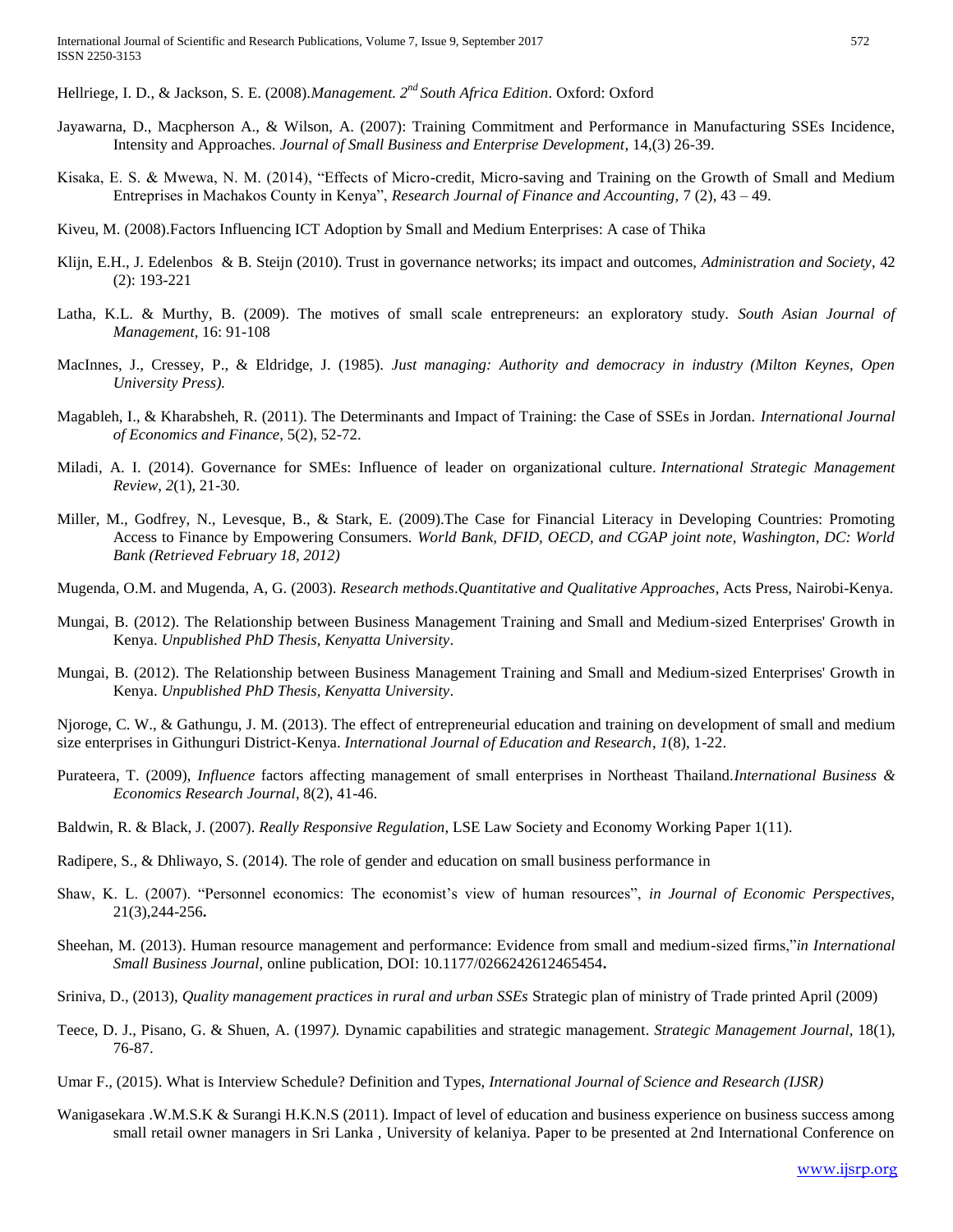Hellriege, I. D., & Jackson, S. E. (2008).*Management. 2nd South Africa Edition*. Oxford: Oxford

Jayawarna, D., Macpherson A., & Wilson, A. (2007): Training Commitment and Performance in Manufacturing SSEs Incidence, Intensity and Approaches. *Journal of Small Business and Enterprise Development*, 14,(3) 26-39.

Kisaka, E. S. & Mwewa, N. M. (2014), "Effects of Micro-credit, Micro-saving and Training on the Growth of Small and Medium Entreprises in Machakos County in Kenya", *Research Journal of Finance and Accounting,* 7 (2), 43 – 49.

Kiveu, M. (2008).Factors Influencing ICT Adoption by Small and Medium Enterprises: A case of Thika

Klijn, E.H., J. Edelenbos & B. Steijn (2010). Trust in governance networks; its impact and outcomes, *Administration and Society*, 42 (2): 193-221

Latha, K.L. & Murthy, B. (2009). The motives of small scale entrepreneurs: an exploratory study. *South Asian Journal of Management*, 16: 91-108

MacInnes, J., Cressey, P., & Eldridge, J. (1985). *Just managing: Authority and democracy in industry (Milton Keynes, Open University Press).*

Magableh, I., & Kharabsheh, R. (2011). The Determinants and Impact of Training: the Case of SSEs in Jordan. *International Journal of Economics and Finance,* 5(2), 52-72.

Miladi, A. I. (2014). Governance for SMEs: Influence of leader on organizational culture. *International Strategic Management Review*, *2*(1), 21-30.

Miller, M., Godfrey, N., Levesque, B., & Stark, E. (2009).The Case for Financial Literacy in Developing Countries: Promoting Access to Finance by Empowering Consumers. *World Bank, DFID, OECD, and CGAP joint note, Washington, DC: World Bank (Retrieved February 18, 2012)*

Mugenda, O.M. and Mugenda, A, G. (2003). *Research methods.Quantitative and Qualitative Approaches*, Acts Press, Nairobi-Kenya.

Mungai, B. (2012). The Relationship between Business Management Training and Small and Medium-sized Enterprises' Growth in Kenya. *Unpublished PhD Thesis, Kenyatta University*.

Mungai, B. (2012). The Relationship between Business Management Training and Small and Medium-sized Enterprises' Growth in Kenya. *Unpublished PhD Thesis, Kenyatta University*.

Njoroge, C. W., & Gathungu, J. M. (2013). The effect of entrepreneurial education and training on development of small and medium size enterprises in Githunguri District-Kenya. *International Journal of Education and Research*, *1*(8), 1-22.

Purateera, T. (2009), *Influence* factors affecting management of small enterprises in Northeast Thailand.*International Business & Economics Research Journal*, 8(2), 41-46.

Baldwin, R. & Black, J. (2007). *Really Responsive Regulation,* LSE Law Society and Economy Working Paper 1(11).

Radipere, S., & Dhliwayo, S. (2014). The role of gender and education on small business performance in

Shaw, K. L. (2007). "Personnel economics: The economist's view of human resources", *in Journal of Economic Perspectives,* 21(3),244-256**.**

Sheehan, M. (2013). Human resource management and performance: Evidence from small and medium-sized firms,"*in International Small Business Journal,* online publication, DOI: 10.1177/0266242612465454**.**

Sriniva, D., (2013), *Quality management practices in rural and urban SSEs* Strategic plan of ministry of Trade printed April (2009)

Teece, D. J., Pisano, G. & Shuen, A. (1997*).* Dynamic capabilities and strategic management. *Strategic Management Journal,* 18(1), 76-87.

Umar F., (2015). What is Interview Schedule? Definition and Types, *International Journal of Science and Research (IJSR)*

Wanigasekara .W.M.S.K & Surangi H.K.N.S (2011). Impact of level of education and business experience on business success among small retail owner managers in Sri Lanka , University of kelaniya. Paper to be presented at 2nd International Conference on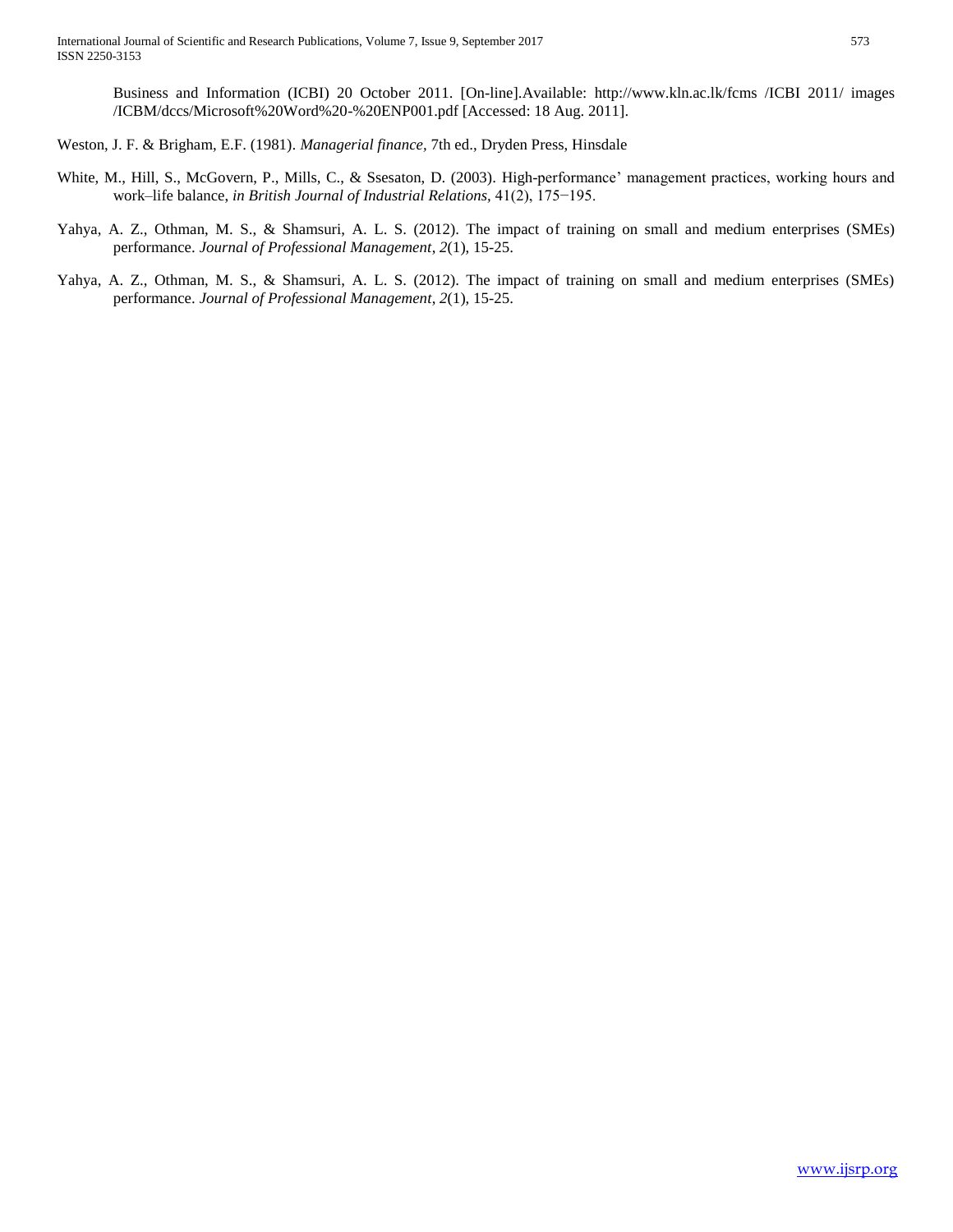Business and Information (ICBI) 20 October 2011. [On-line].Available: http://www.kln.ac.lk/fcms /ICBI 2011/ images /ICBM/dccs/Microsoft%20Word%20-%20ENP001.pdf [Accessed: 18 Aug. 2011].

Weston, J. F. & Brigham, E.F. (1981). *Managerial finance*, 7th ed., Dryden Press, Hinsdale

White, M., Hill, S., McGovern, P., Mills, C., & Ssesaton, D. (2003). High-performance' management practices, working hours and work–life balance, *in British Journal of Industrial Relations*, 41(2), 175−195.

Yahya, A. Z., Othman, M. S., & Shamsuri, A. L. S. (2012). The impact of training on small and medium enterprises (SMEs) performance. *Journal of Professional Management*, *2*(1), 15-25.

Yahya, A. Z., Othman, M. S., & Shamsuri, A. L. S. (2012). The impact of training on small and medium enterprises (SMEs) performance. *Journal of Professional Management*, *2*(1), 15-25.